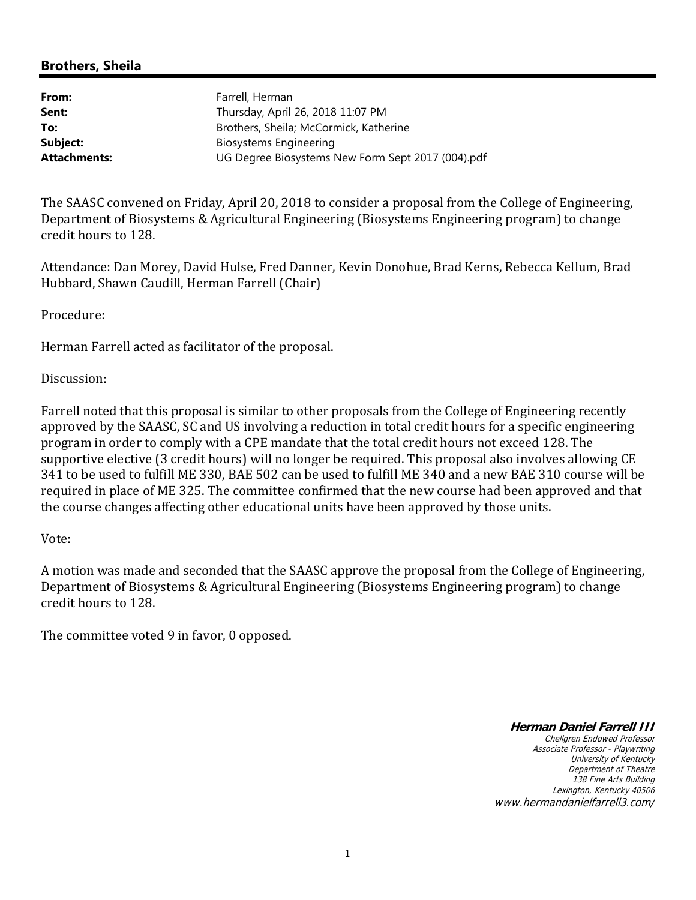## Brothers, Sheila

| | |
|---|---|
| **From:** | Farrell, Herman |
| **Sent:** | Thursday, April 26, 2018 11:07 PM |
| **To:** | Brothers, Sheila; McCormick, Katherine |
| **Subject:** | Biosystems Engineering |
| **Attachments:** | UG Degree Biosystems New Form Sept 2017 (004).pdf |

The SAASC convened on Friday, April 20, 2018 to consider a proposal from the College of Engineering, Department of Biosystems & Agricultural Engineering (Biosystems Engineering program) to change credit hours to 128.

Attendance: Dan Morey, David Hulse, Fred Danner, Kevin Donohue, Brad Kerns, Rebecca Kellum, Brad Hubbard, Shawn Caudill, Herman Farrell (Chair)

Procedure:

Herman Farrell acted as facilitator of the proposal.

Discussion:

Farrell noted that this proposal is similar to other proposals from the College of Engineering recently approved by the SAASC, SC and US involving a reduction in total credit hours for a specific engineering program in order to comply with a CPE mandate that the total credit hours not exceed 128. The supportive elective (3 credit hours) will no longer be required. This proposal also involves allowing CE 341 to be used to fulfill ME 330, BAE 502 can be used to fulfill ME 340 and a new BAE 310 course will be required in place of ME 325. The committee confirmed that the new course had been approved and that the course changes affecting other educational units have been approved by those units.

Vote:

A motion was made and seconded that the SAASC approve the proposal from the College of Engineering, Department of Biosystems & Agricultural Engineering (Biosystems Engineering program) to change credit hours to 128.

The committee voted 9 in favor, 0 opposed.

***Herman Daniel Farrell III***
*Chellgren Endowed Professor*
*Associate Professor - Playwriting*
*University of Kentucky*
*Department of Theatre*
*138 Fine Arts Building*
*Lexington, Kentucky 40506*
*www.hermandanielfarrell3.com/*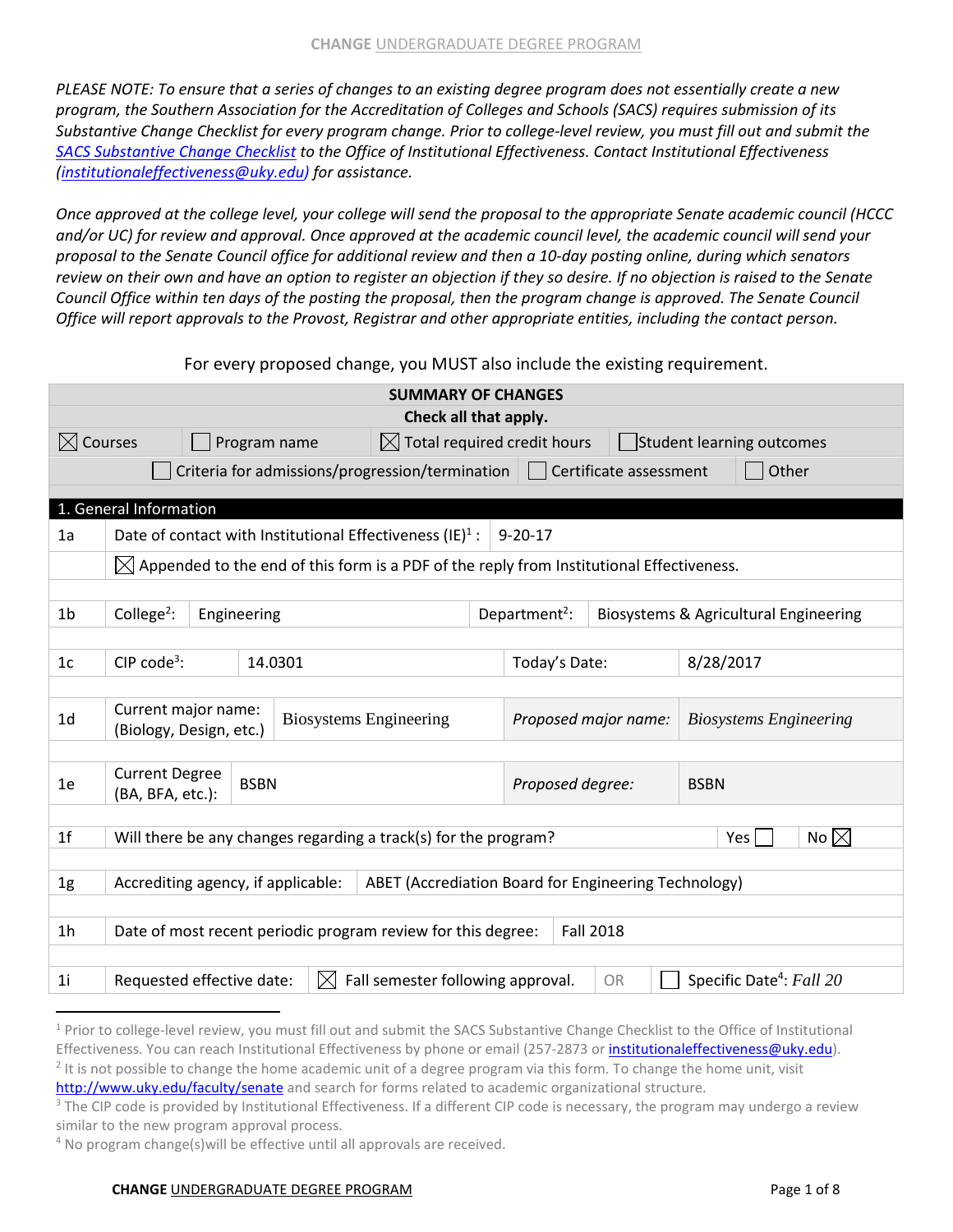**CHANGE** UNDERGRADUATE DEGREE PROGRAM

*PLEASE NOTE: To ensure that a series of changes to an existing degree program does not essentially create a new program, the Southern Association for the Accreditation of Colleges and Schools (SACS) requires submission of its Substantive Change Checklist for every program change. Prior to college-level review, you must fill out and submit the [SACS Substantive Change Checklist](#) to the Office of Institutional Effectiveness. Contact Institutional Effectiveness ([institutionaleffectiveness@uky.edu](mailto:institutionaleffectiveness@uky.edu)) for assistance.*

*Once approved at the college level, your college will send the proposal to the appropriate Senate academic council (HCCC and/or UC) for review and approval. Once approved at the academic council level, the academic council will send your proposal to the Senate Council office for additional review and then a 10-day posting online, during which senators review on their own and have an option to register an objection if they so desire. If no objection is raised to the Senate Council Office within ten days of the posting the proposal, then the program change is approved. The Senate Council Office will report approvals to the Provost, Registrar and other appropriate entities, including the contact person.*

For every proposed change, you MUST also include the existing requirement.

| SUMMARY OF CHANGES | | | |
|---|---|---|---|
| Check all that apply. | | | |
| ☒ Courses | ☐ Program name | ☒ Total required credit hours | ☐ Student learning outcomes |
| ☐ Criteria for admissions/progression/termination | ☐ Certificate assessment | ☐ Other | |

## 1. General Information

| | | | | |
|---|---|---|---|---|
| 1a | Date of contact with Institutional Effectiveness (IE)[1] : | 9-20-17 | | |
| | ☒ Appended to the end of this form is a PDF of the reply from Institutional Effectiveness. | | | |
| 1b | College[2]: Engineering | | Department[2]: | Biosystems & Agricultural Engineering |
| 1c | CIP code[3]: 14.0301 | | Today's Date: | 8/28/2017 |
| 1d | Current major name: (Biology, Design, etc.) Biosystems Engineering | | *Proposed major name:* | *Biosystems Engineering* |
| 1e | Current Degree (BA, BFA, etc.): BSBN | | *Proposed degree:* | BSBN |
| 1f | Will there be any changes regarding a track(s) for the program? | | Yes ☐ | No ☒ |
| 1g | Accrediting agency, if applicable: | ABET (Accrediation Board for Engineering Technology) | | |
| 1h | Date of most recent periodic program review for this degree: | Fall 2018 | | |
| 1i | Requested effective date: | ☒ Fall semester following approval. | OR | ☐ Specific Date[4]: *Fall 20* |

[1] Prior to college-level review, you must fill out and submit the SACS Substantive Change Checklist to the Office of Institutional Effectiveness. You can reach Institutional Effectiveness by phone or email (257-2873 or institutionaleffectiveness@uky.edu).

[2] It is not possible to change the home academic unit of a degree program via this form. To change the home unit, visit http://www.uky.edu/faculty/senate and search for forms related to academic organizational structure.

[3] The CIP code is provided by Institutional Effectiveness. If a different CIP code is necessary, the program may undergo a review similar to the new program approval process.

[4] No program change(s)will be effective until all approvals are received.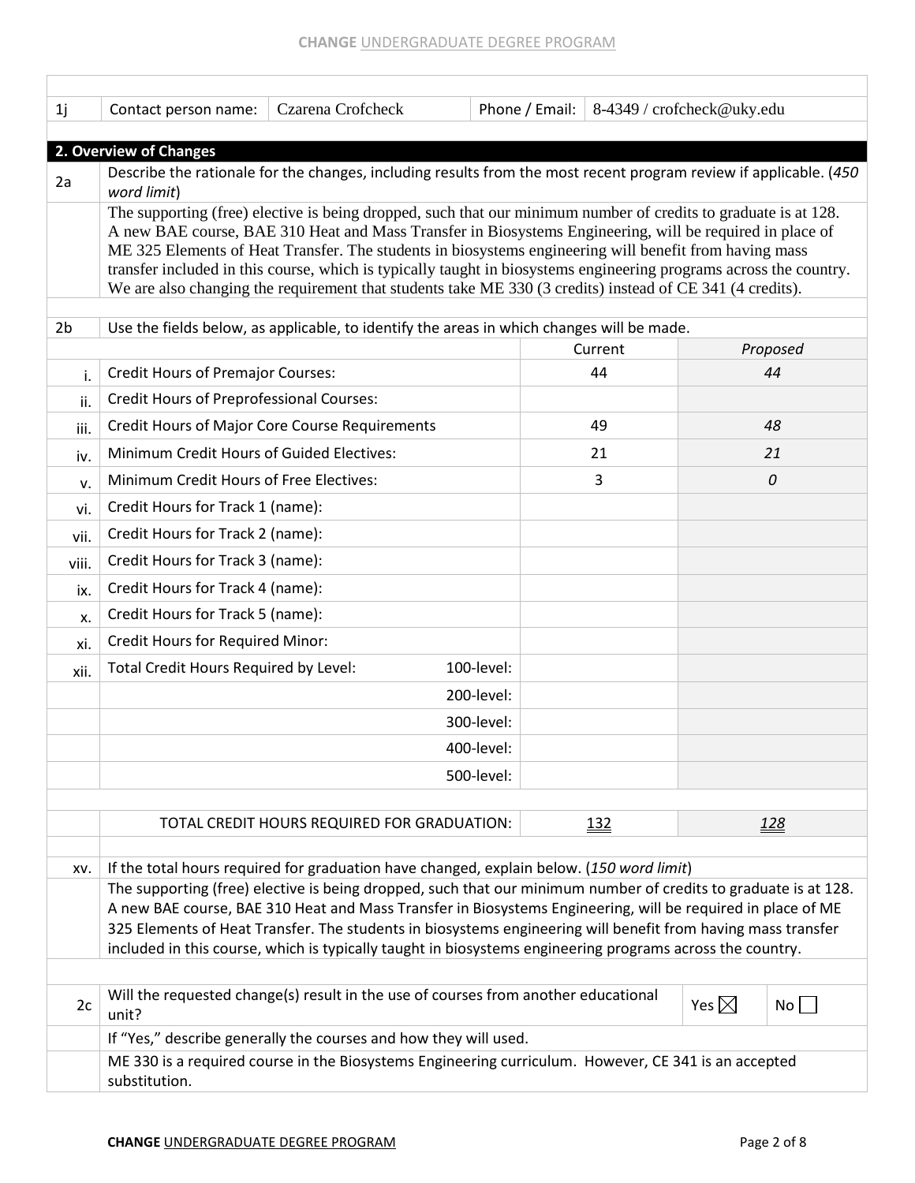| 1j | Contact person name: | Czarena Crofcheck | Phone / Email: | 8-4349 / crofcheck@uky.edu |
|---|---|---|---|---|

## 2. Overview of Changes

| 2a | Describe the rationale for the changes, including results from the most recent program review if applicable. (*450 word limit*) |
|---|---|
| | The supporting (free) elective is being dropped, such that our minimum number of credits to graduate is at 128. A new BAE course, BAE 310 Heat and Mass Transfer in Biosystems Engineering, will be required in place of ME 325 Elements of Heat Transfer. The students in biosystems engineering will benefit from having mass transfer included in this course, which is typically taught in biosystems engineering programs across the country. We are also changing the requirement that students take ME 330 (3 credits) instead of CE 341 (4 credits). |

| 2b | Use the fields below, as applicable, to identify the areas in which changes will be made. | | Current | *Proposed* |
|---|---|---|---|---|
| i. | Credit Hours of Premajor Courses: | | 44 | *44* |
| ii. | Credit Hours of Preprofessional Courses: | | | |
| iii. | Credit Hours of Major Core Course Requirements | | 49 | *48* |
| iv. | Minimum Credit Hours of Guided Electives: | | 21 | *21* |
| v. | Minimum Credit Hours of Free Electives: | | 3 | *0* |
| vi. | Credit Hours for Track 1 (name): | | | |
| vii. | Credit Hours for Track 2 (name): | | | |
| viii. | Credit Hours for Track 3 (name): | | | |
| ix. | Credit Hours for Track 4 (name): | | | |
| x. | Credit Hours for Track 5 (name): | | | |
| xi. | Credit Hours for Required Minor: | | | |
| xii. | Total Credit Hours Required by Level: | 100-level: | | |
| | | 200-level: | | |
| | | 300-level: | | |
| | | 400-level: | | |
| | | 500-level: | | |
| | TOTAL CREDIT HOURS REQUIRED FOR GRADUATION: | | 132 | *128* |

| xv. | If the total hours required for graduation have changed, explain below. (*150 word limit*) |
|---|---|
| | The supporting (free) elective is being dropped, such that our minimum number of credits to graduate is at 128. A new BAE course, BAE 310 Heat and Mass Transfer in Biosystems Engineering, will be required in place of ME 325 Elements of Heat Transfer. The students in biosystems engineering will benefit from having mass transfer included in this course, which is typically taught in biosystems engineering programs across the country. |

| 2c | Will the requested change(s) result in the use of courses from another educational unit? | Yes ☒ | No ☐ |
|---|---|---|---|
| | If "Yes," describe generally the courses and how they will used. | | |
| | ME 330 is a required course in the Biosystems Engineering curriculum. However, CE 341 is an accepted substitution. | | |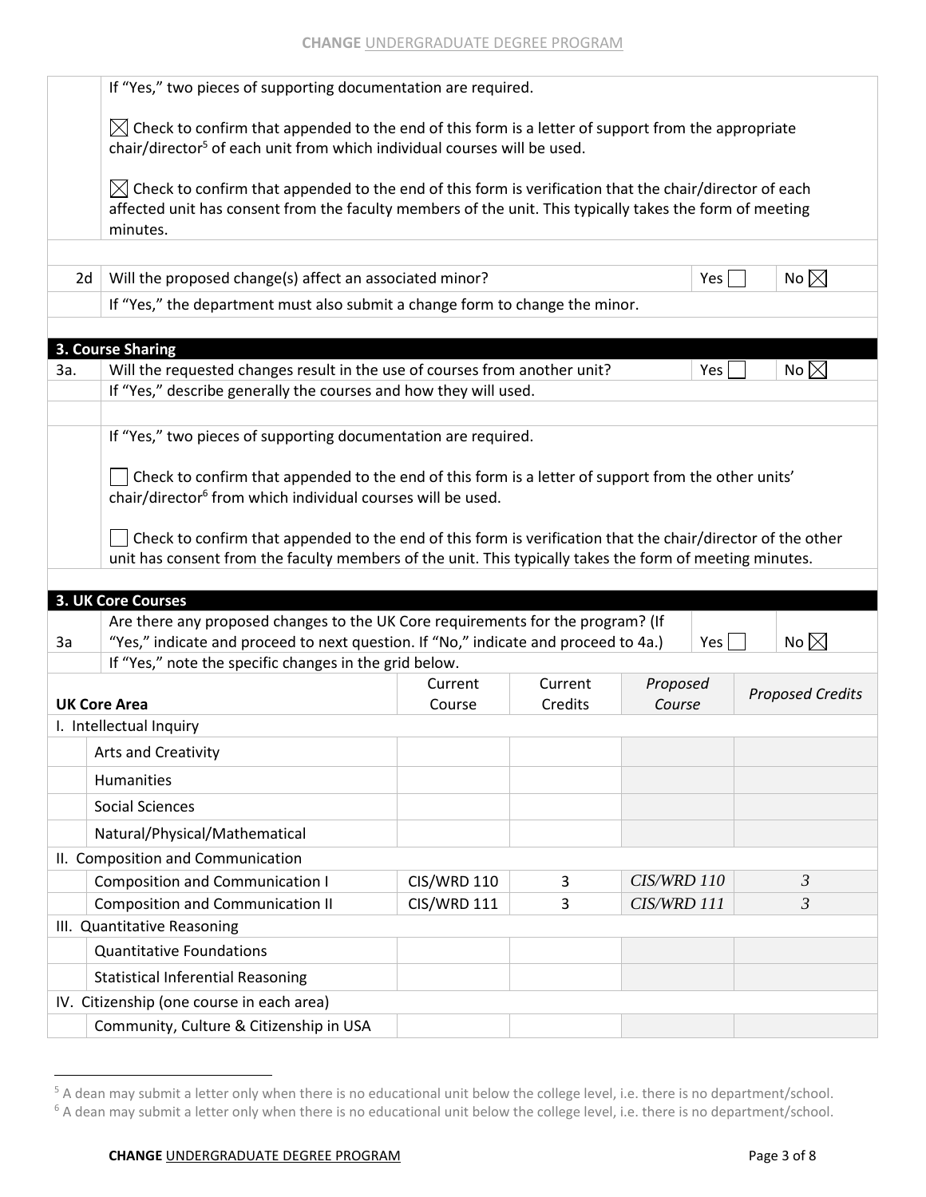If "Yes," two pieces of supporting documentation are required.

☒ Check to confirm that appended to the end of this form is a letter of support from the appropriate chair/director[5] of each unit from which individual courses will be used.

☒ Check to confirm that appended to the end of this form is verification that the chair/director of each affected unit has consent from the faculty members of the unit. This typically takes the form of meeting minutes.

| | | | |
|---|---|---|---|
| 2d | Will the proposed change(s) affect an associated minor? | Yes ☐ | No ☒ |
| | If "Yes," the department must also submit a change form to change the minor. | | |

## 3. Course Sharing

| | | | |
|---|---|---|---|
| 3a. | Will the requested changes result in the use of courses from another unit? | Yes ☐ | No ☒ |
| | If "Yes," describe generally the courses and how they will used. | | |

If "Yes," two pieces of supporting documentation are required.

☐ Check to confirm that appended to the end of this form is a letter of support from the other units' chair/director[6] from which individual courses will be used.

☐ Check to confirm that appended to the end of this form is verification that the chair/director of the other unit has consent from the faculty members of the unit. This typically takes the form of meeting minutes.

## 3. UK Core Courses

| | | | |
|---|---|---|---|
| 3a | Are there any proposed changes to the UK Core requirements for the program? (If "Yes," indicate and proceed to next question. If "No," indicate and proceed to 4a.) | Yes ☐ | No ☒ |
| | If "Yes," note the specific changes in the grid below. | | |

| UK Core Area | Current Course | Current Credits | *Proposed Course* | *Proposed Credits* |
|---|---|---|---|---|
| I. Intellectual Inquiry | | | | |
| Arts and Creativity | | | | |
| Humanities | | | | |
| Social Sciences | | | | |
| Natural/Physical/Mathematical | | | | |
| II. Composition and Communication | | | | |
| Composition and Communication I | CIS/WRD 110 | 3 | *CIS/WRD 110* | *3* |
| Composition and Communication II | CIS/WRD 111 | 3 | *CIS/WRD 111* | *3* |
| III. Quantitative Reasoning | | | | |
| Quantitative Foundations | | | | |
| Statistical Inferential Reasoning | | | | |
| IV. Citizenship (one course in each area) | | | | |
| Community, Culture & Citizenship in USA | | | | |

[5] A dean may submit a letter only when there is no educational unit below the college level, i.e. there is no department/school.

[6] A dean may submit a letter only when there is no educational unit below the college level, i.e. there is no department/school.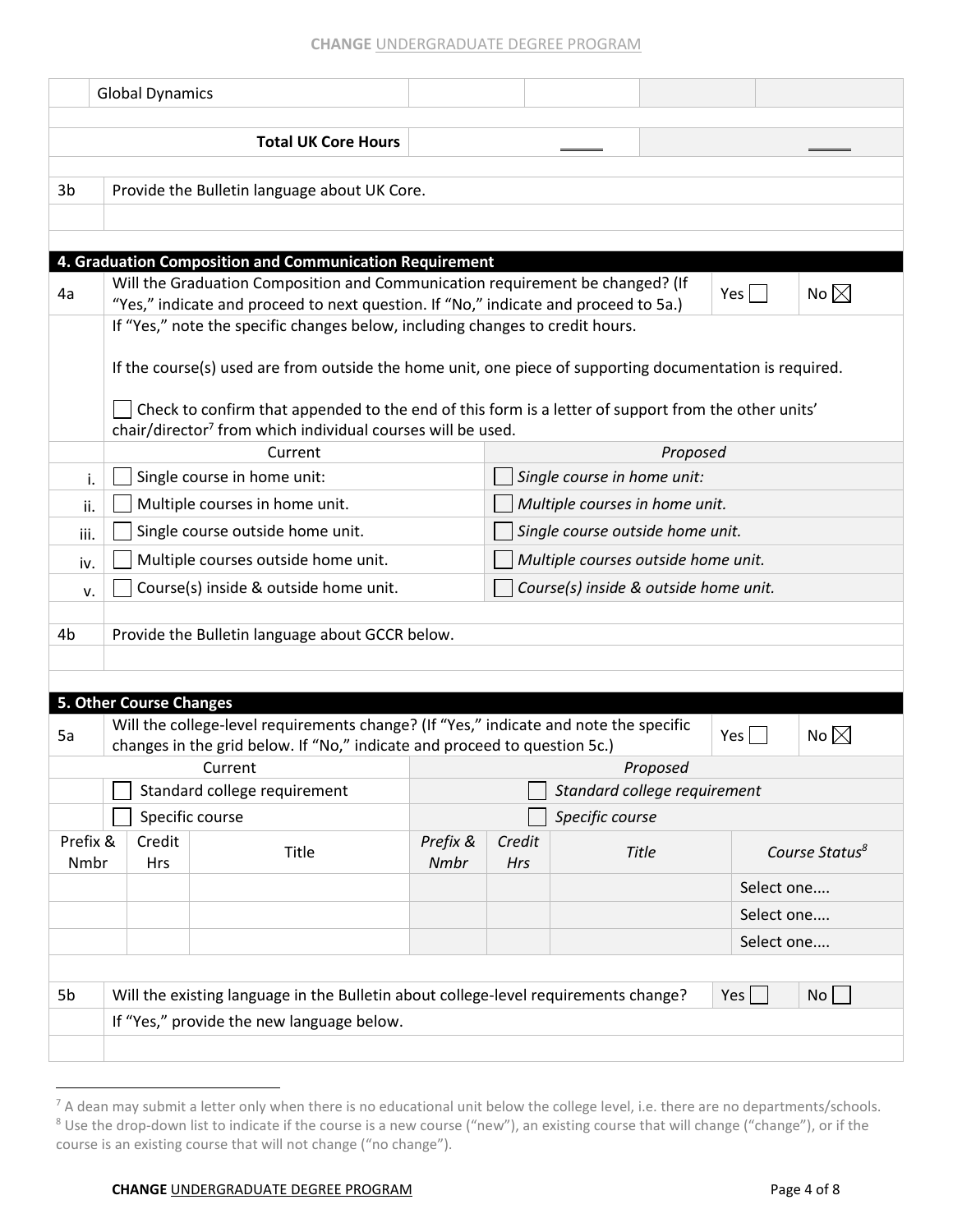| | Global Dynamics | | | | |
|---|---|---|---|---|---|
| | **Total UK Core Hours** | | _____ | | _____ |

| | |
|---|---|
| 3b | Provide the Bulletin language about UK Core. |
| | |

## 4. Graduation Composition and Communication Requirement

| | | | |
|---|---|---|---|
| 4a | Will the Graduation Composition and Communication requirement be changed? (If "Yes," indicate and proceed to next question. If "No," indicate and proceed to 5a.) | Yes ☐ | No ☒ |

If "Yes," note the specific changes below, including changes to credit hours.

If the course(s) used are from outside the home unit, one piece of supporting documentation is required.

☐ Check to confirm that appended to the end of this form is a letter of support from the other units' chair/director[7] from which individual courses will be used.

| | Current | *Proposed* |
|---|---|---|
| i. | ☐ Single course in home unit: | ☐ *Single course in home unit:* |
| ii. | ☐ Multiple courses in home unit. | ☐ *Multiple courses in home unit.* |
| iii. | ☐ Single course outside home unit. | ☐ *Single course outside home unit.* |
| iv. | ☐ Multiple courses outside home unit. | ☐ *Multiple courses outside home unit.* |
| v. | ☐ Course(s) inside & outside home unit. | ☐ *Course(s) inside & outside home unit.* |

| | |
|---|---|
| 4b | Provide the Bulletin language about GCCR below. |
| | |

## 5. Other Course Changes

| | | | |
|---|---|---|---|
| 5a | Will the college-level requirements change? (If "Yes," indicate and note the specific changes in the grid below. If "No," indicate and proceed to question 5c.) | Yes ☐ | No ☒ |

| Current | | | *Proposed* | | | |
|---|---|---|---|---|---|---|
| ☐ Standard college requirement | | | ☐ *Standard college requirement* | | | |
| ☐ Specific course | | | ☐ *Specific course* | | | |
| Prefix & Nmbr | Credit Hrs | Title | *Prefix & Nmbr* | *Credit Hrs* | *Title* | *Course Status*[8] |
| | | | | | | Select one.... |
| | | | | | | Select one.... |
| | | | | | | Select one.... |

| | | | |
|---|---|---|---|
| 5b | Will the existing language in the Bulletin about college-level requirements change? | Yes ☐ | No ☐ |
| | If "Yes," provide the new language below. | | |
| | | | |

[7] A dean may submit a letter only when there is no educational unit below the college level, i.e. there are no departments/schools.
[8] Use the drop-down list to indicate if the course is a new course ("new"), an existing course that will change ("change"), or if the course is an existing course that will not change ("no change").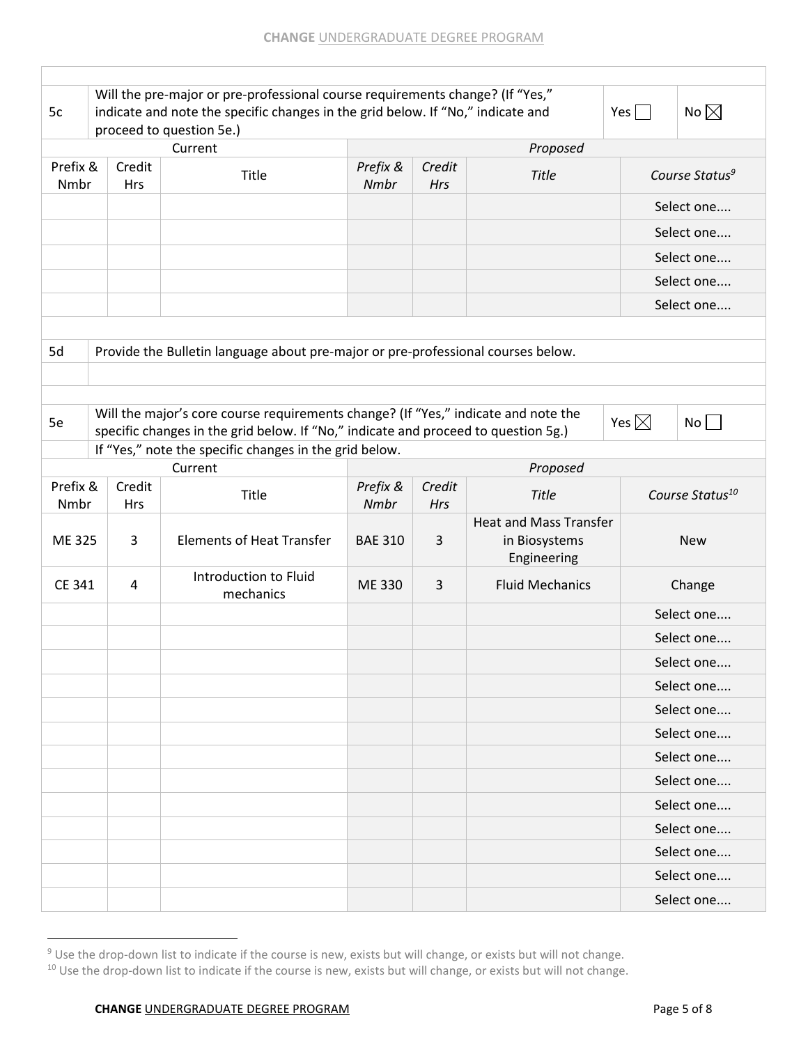| | | | | | | | |
|---|---|---|---|---|---|---|---|
| 5c | Will the pre-major or pre-professional course requirements change? (If "Yes," indicate and note the specific changes in the grid below. If "No," indicate and proceed to question 5e.) | | | | | Yes ☐ | No ☒ |

| Current | | | *Proposed* | | | |
|---|---|---|---|---|---|---|
| Prefix & Nmbr | Credit Hrs | Title | *Prefix & Nmbr* | *Credit Hrs* | *Title* | *Course Status[9]* |
| | | | | | | Select one.... |
| | | | | | | Select one.... |
| | | | | | | Select one.... |
| | | | | | | Select one.... |
| | | | | | | Select one.... |

| | |
|---|---|
| 5d | Provide the Bulletin language about pre-major or pre-professional courses below. |
| | |

| | | | |
|---|---|---|---|
| 5e | Will the major's core course requirements change? (If "Yes," indicate and note the specific changes in the grid below. If "No," indicate and proceed to question 5g.) | Yes ☒ | No ☐ |
| | If "Yes," note the specific changes in the grid below. | | |

| Current | | | *Proposed* | | | |
|---|---|---|---|---|---|---|
| Prefix & Nmbr | Credit Hrs | Title | *Prefix & Nmbr* | *Credit Hrs* | *Title* | *Course Status[10]* |
| ME 325 | 3 | Elements of Heat Transfer | BAE 310 | 3 | Heat and Mass Transfer in Biosystems Engineering | New |
| CE 341 | 4 | Introduction to Fluid mechanics | ME 330 | 3 | Fluid Mechanics | Change |
| | | | | | | Select one.... |
| | | | | | | Select one.... |
| | | | | | | Select one.... |
| | | | | | | Select one.... |
| | | | | | | Select one.... |
| | | | | | | Select one.... |
| | | | | | | Select one.... |
| | | | | | | Select one.... |
| | | | | | | Select one.... |
| | | | | | | Select one.... |
| | | | | | | Select one.... |
| | | | | | | Select one.... |
| | | | | | | Select one.... |

[9] Use the drop-down list to indicate if the course is new, exists but will change, or exists but will not change.

[10] Use the drop-down list to indicate if the course is new, exists but will change, or exists but will not change.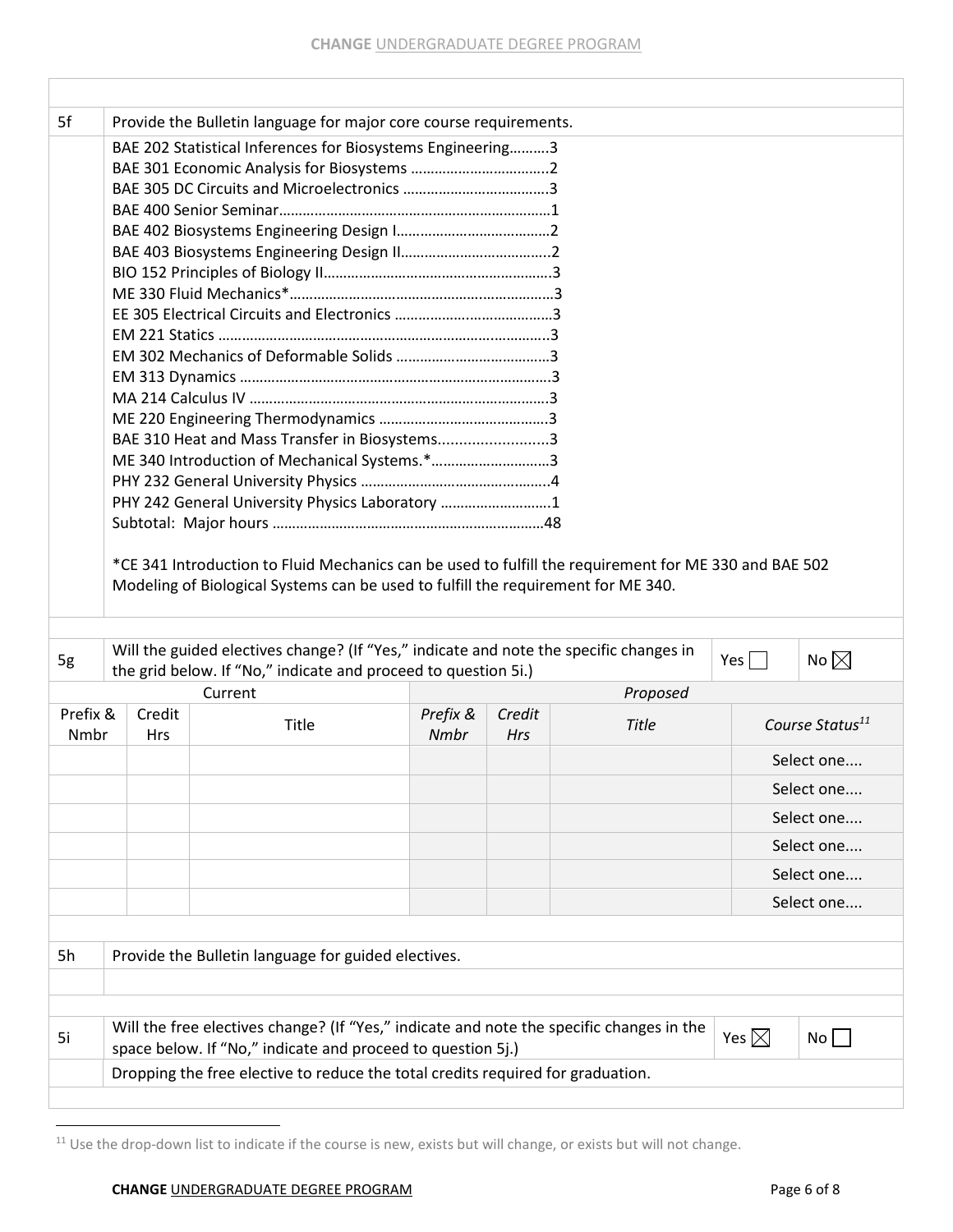| | |
|---|---|
| 5f | Provide the Bulletin language for major core course requirements. |

BAE 202 Statistical Inferences for Biosystems Engineering..........3
BAE 301 Economic Analysis for Biosystems ...................................2
BAE 305 DC Circuits and Microelectronics .....................................3
BAE 400 Senior Seminar.....................................................................1
BAE 402 Biosystems Engineering Design I.......................................2
BAE 403 Biosystems Engineering Design II......................................2
BIO 152 Principles of Biology II..........................................................3
ME 330 Fluid Mechanics*...................................................................3
EE 305 Electrical Circuits and Electronics ........................................3
EM 221 Statics ...................................................................................3
EM 302 Mechanics of Deformable Solids .......................................3
EM 313 Dynamics ..............................................................................3
MA 214 Calculus IV ............................................................................3
ME 220 Engineering Thermodynamics ...........................................3
BAE 310 Heat and Mass Transfer in Biosystems..........................3
ME 340 Introduction of Mechanical Systems.*.............................3
PHY 232 General University Physics ................................................4
PHY 242 General University Physics Laboratory ............................1
Subtotal: Major hours .....................................................................48

*CE 341 Introduction to Fluid Mechanics can be used to fulfill the requirement for ME 330 and BAE 502 Modeling of Biological Systems can be used to fulfill the requirement for ME 340.

| 5g | Will the guided electives change? (If "Yes," indicate and note the specific changes in the grid below. If "No," indicate and proceed to question 5i.) | Yes ☐ | No ☒ |
|---|---|---|---|

| Current | | | *Proposed* | | | |
|---|---|---|---|---|---|---|
| Prefix & Nmbr | Credit Hrs | Title | *Prefix & Nmbr* | *Credit Hrs* | *Title* | *Course Status*[11] |
| | | | | | | Select one.... |
| | | | | | | Select one.... |
| | | | | | | Select one.... |
| | | | | | | Select one.... |
| | | | | | | Select one.... |
| | | | | | | Select one.... |

| | |
|---|---|
| 5h | Provide the Bulletin language for guided electives. |
| | |

| 5i | Will the free electives change? (If "Yes," indicate and note the specific changes in the space below. If "No," indicate and proceed to question 5j.) | Yes ☒ | No ☐ |
|---|---|---|---|
| | Dropping the free elective to reduce the total credits required for graduation. | | |

[11] Use the drop-down list to indicate if the course is new, exists but will change, or exists but will not change.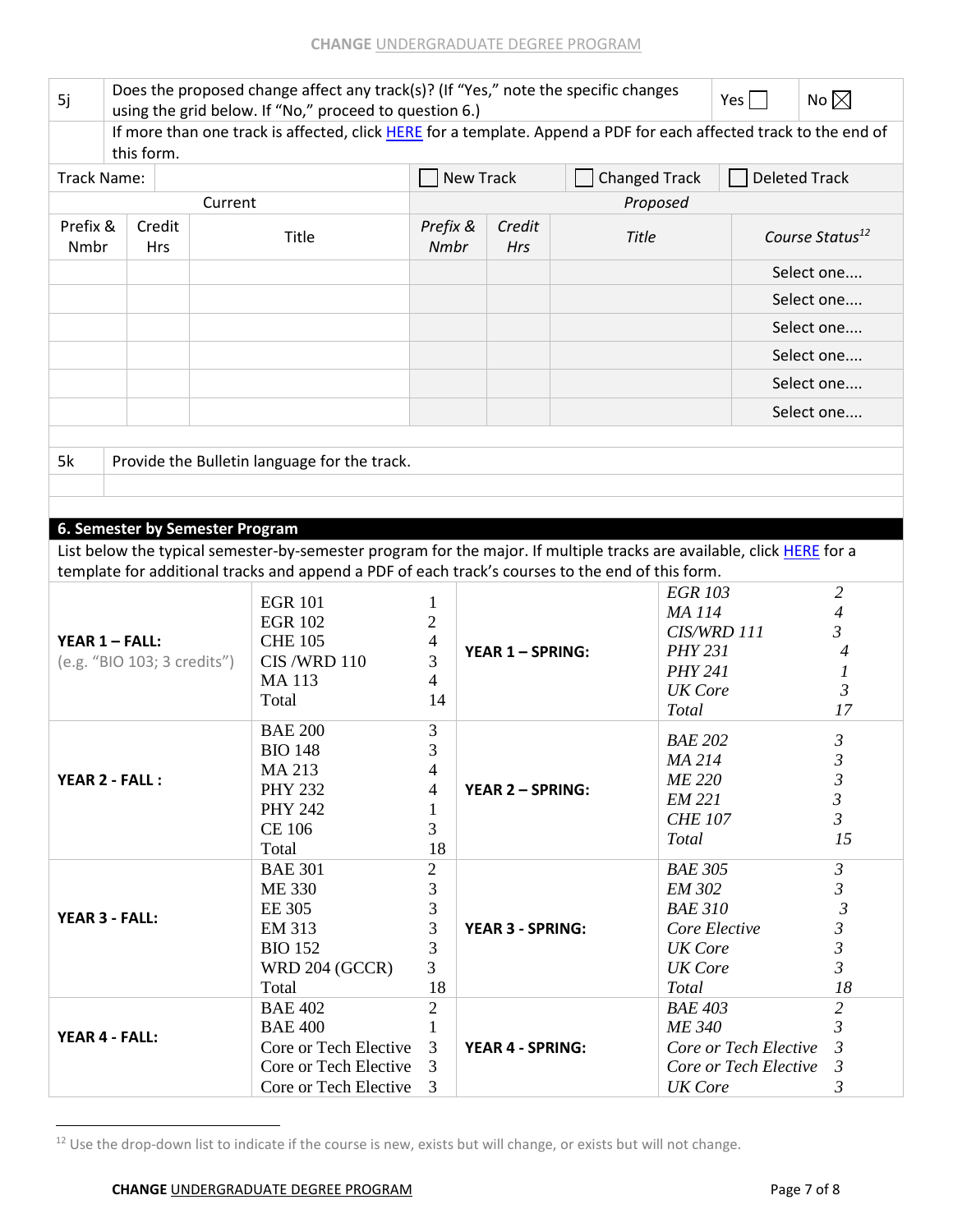| 5j | Does the proposed change affect any track(s)? If "Yes," note the specific changes using the grid below. If "No," proceed to question 6.) | Yes ☐ | No ☒ |
|---|---|---|---|
| | If more than one track is affected, click HERE for a template. Append a PDF for each affected track to the end of this form. | | |

| Track Name: | | | ☐ New Track | | ☐ Changed Track | ☐ Deleted Track |
|---|---|---|---|---|---|---|
| Current | | | *Proposed* | | | |
| Prefix & Nmbr | Credit Hrs | Title | *Prefix & Nmbr* | *Credit Hrs* | *Title* | *Course Status*[12] |
| | | | | | | Select one.... |
| | | | | | | Select one.... |
| | | | | | | Select one.... |
| | | | | | | Select one.... |
| | | | | | | Select one.... |
| | | | | | | Select one.... |

| 5k | Provide the Bulletin language for the track. |
|---|---|
| | |

## 6. Semester by Semester Program

List below the typical semester-by-semester program for the major. If multiple tracks are available, click HERE for a template for additional tracks and append a PDF of each track's courses to the end of this form.

| Semester | Course | Credits | Semester | Course | Credits |
|---|---|---|---|---|---|
| **YEAR 1 – FALL:** (e.g. "BIO 103; 3 credits") | EGR 101 | 1 | **YEAR 1 – SPRING:** | *EGR 103* | *2* |
| | EGR 102 | 2 | | *MA 114* | *4* |
| | CHE 105 | 4 | | *CIS/WRD 111* | *3* |
| | CIS /WRD 110 | 3 | | *PHY 231* | *4* |
| | MA 113 | 4 | | *PHY 241* | *1* |
| | | | | *UK Core* | *3* |
| | Total | 14 | | *Total* | *17* |
| **YEAR 2 - FALL :** | BAE 200 | 3 | **YEAR 2 – SPRING:** | *BAE 202* | *3* |
| | BIO 148 | 3 | | *MA 214* | *3* |
| | MA 213 | 4 | | *ME 220* | *3* |
| | PHY 232 | 4 | | *EM 221* | *3* |
| | PHY 242 | 1 | | *CHE 107* | *3* |
| | CE 106 | 3 | | *Total* | *15* |
| | Total | 18 | | | |
| **YEAR 3 - FALL:** | BAE 301 | 2 | **YEAR 3 - SPRING:** | *BAE 305* | *3* |
| | ME 330 | 3 | | *EM 302* | *3* |
| | EE 305 | 3 | | *BAE 310* | *3* |
| | EM 313 | 3 | | *Core Elective* | *3* |
| | BIO 152 | 3 | | *UK Core* | *3* |
| | WRD 204 (GCCR) | 3 | | *UK Core* | *3* |
| | Total | 18 | | *Total* | *18* |
| **YEAR 4 - FALL:** | BAE 402 | 2 | **YEAR 4 - SPRING:** | *BAE 403* | *2* |
| | BAE 400 | 1 | | *ME 340* | *3* |
| | Core or Tech Elective | 3 | | *Core or Tech Elective* | *3* |
| | Core or Tech Elective | 3 | | *Core or Tech Elective* | *3* |
| | Core or Tech Elective | 3 | | *UK Core* | *3* |

[12] Use the drop-down list to indicate if the course is new, exists but will change, or exists but will not change.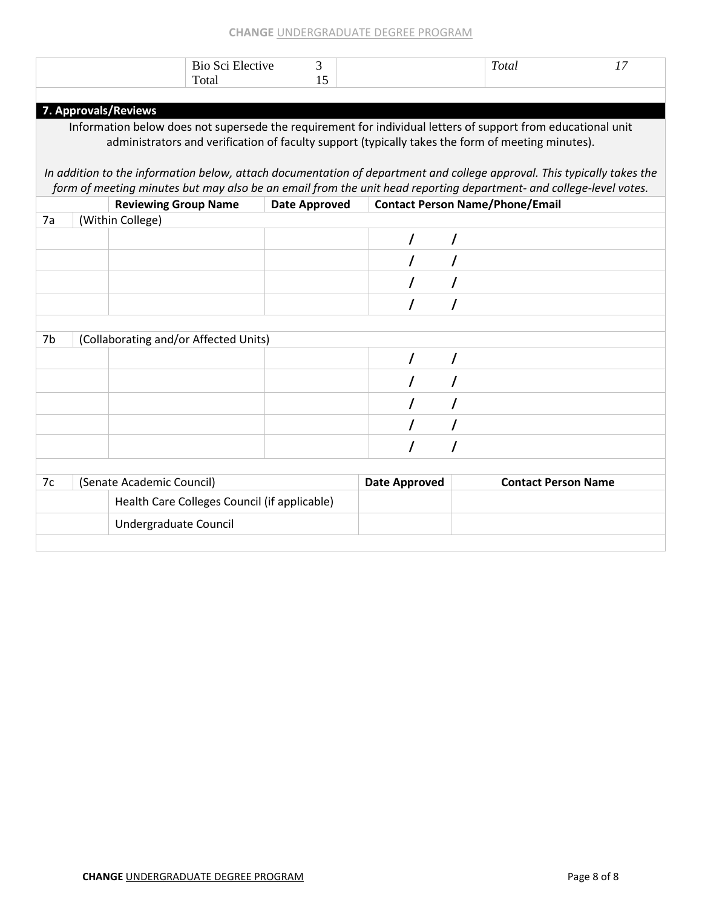| | | | | | |
|---|---|---|---|---|---|
| | Bio Sci Elective<br>Total | 3<br>15 | | *Total* | *17* |

## 7. Approvals/Reviews

Information below does not supersede the requirement for individual letters of support from educational unit administrators and verification of faculty support (typically takes the form of meeting minutes).

*In addition to the information below, attach documentation of department and college approval. This typically takes the form of meeting minutes but may also be an email from the unit head reporting department- and college-level votes.*

| | Reviewing Group Name | Date Approved | Contact Person Name/Phone/Email |
|---|---|---|---|
| 7a | (Within College) | | |
| | | | / / |
| | | | / / |
| | | | / / |
| | | | / / |
| 7b | (Collaborating and/or Affected Units) | | |
| | | | / / |
| | | | / / |
| | | | / / |
| | | | / / |
| | | | / / |

| | | Date Approved | Contact Person Name |
|---|---|---|---|
| 7c | (Senate Academic Council) | | |
| | Health Care Colleges Council (if applicable) | | |
| | Undergraduate Council | | |